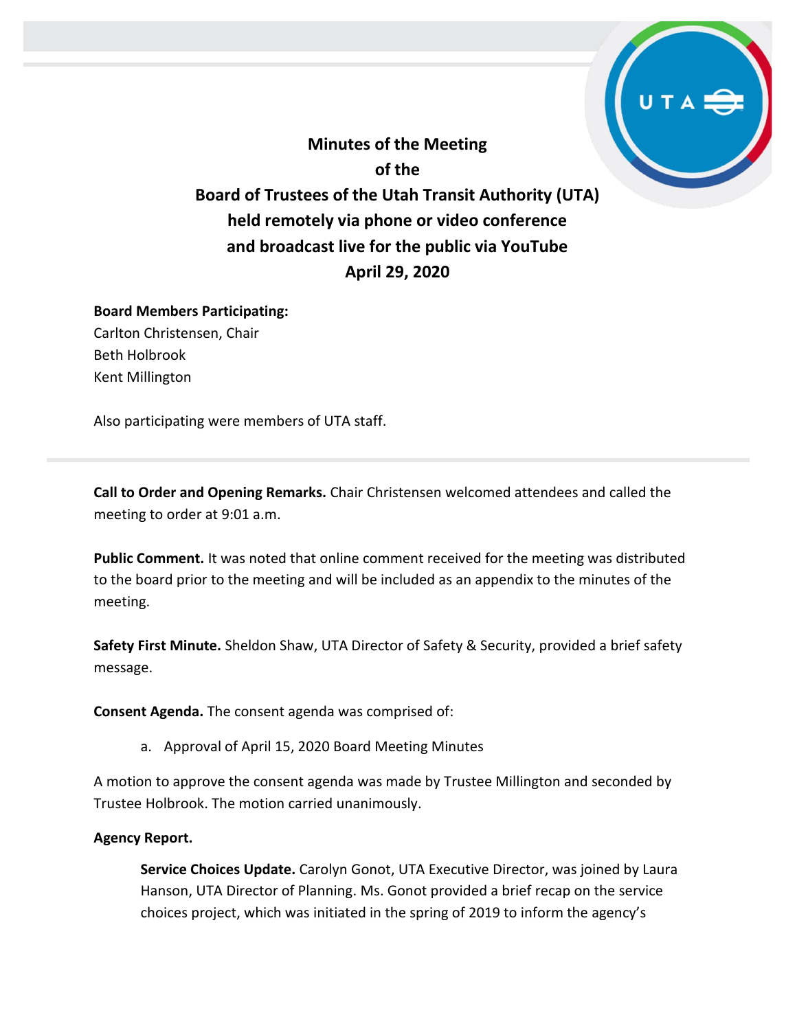# Minutes of the Meeting of the Board of Trustees of the Utah Transit Authority (UTA) held remotely via phone or video conference and broadcast live for the public via YouTube April 29, 2020

**Board Members Participating:**
Carlton Christensen, Chair
Beth Holbrook
Kent Millington

Also participating were members of UTA staff.

---

**Call to Order and Opening Remarks.** Chair Christensen welcomed attendees and called the meeting to order at 9:01 a.m.

**Public Comment.** It was noted that online comment received for the meeting was distributed to the board prior to the meeting and will be included as an appendix to the minutes of the meeting.

**Safety First Minute.** Sheldon Shaw, UTA Director of Safety & Security, provided a brief safety message.

**Consent Agenda.** The consent agenda was comprised of:

a. Approval of April 15, 2020 Board Meeting Minutes

A motion to approve the consent agenda was made by Trustee Millington and seconded by Trustee Holbrook. The motion carried unanimously.

**Agency Report.**

**Service Choices Update.** Carolyn Gonot, UTA Executive Director, was joined by Laura Hanson, UTA Director of Planning. Ms. Gonot provided a brief recap on the service choices project, which was initiated in the spring of 2019 to inform the agency's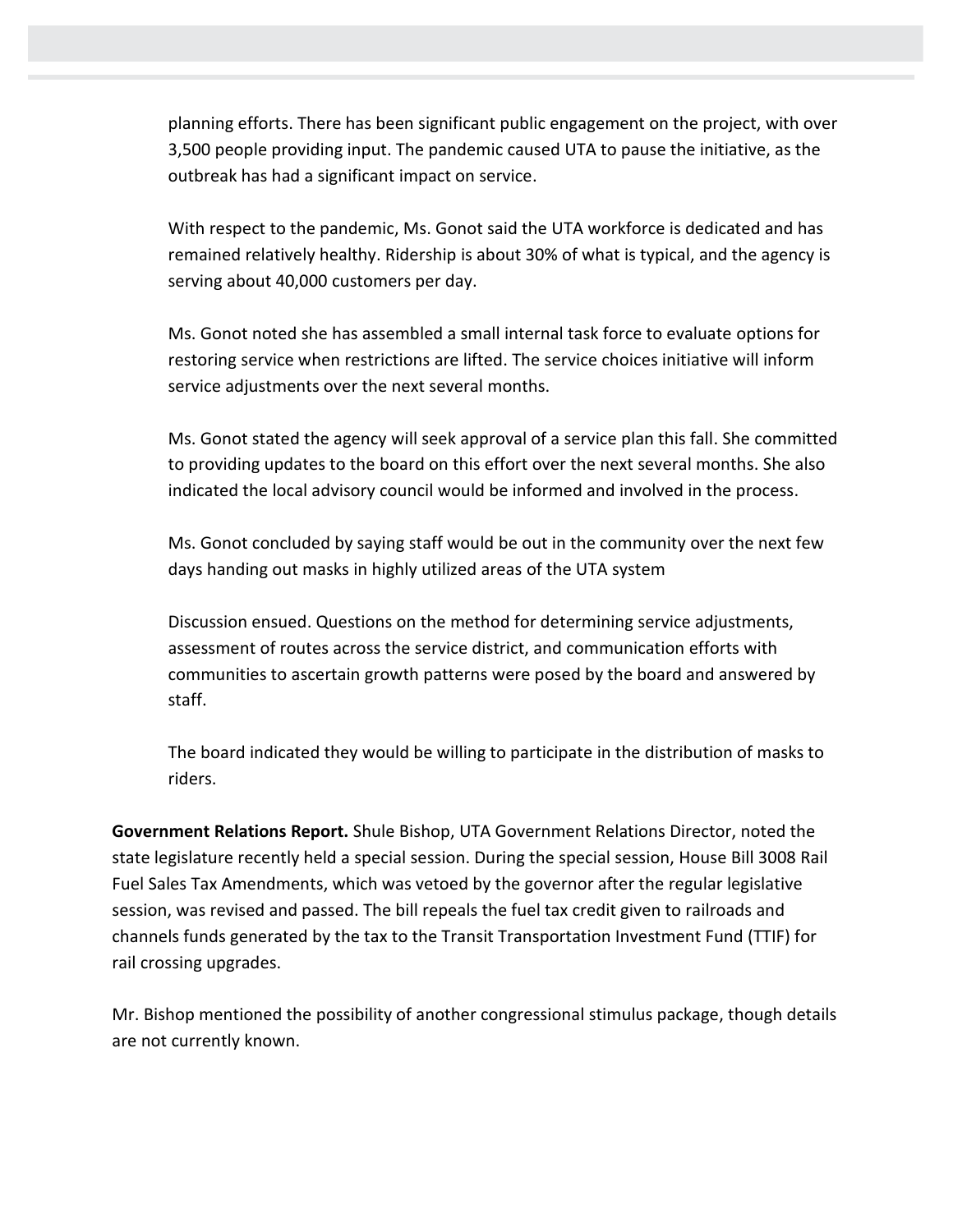planning efforts. There has been significant public engagement on the project, with over 3,500 people providing input. The pandemic caused UTA to pause the initiative, as the outbreak has had a significant impact on service.

With respect to the pandemic, Ms. Gonot said the UTA workforce is dedicated and has remained relatively healthy. Ridership is about 30% of what is typical, and the agency is serving about 40,000 customers per day.

Ms. Gonot noted she has assembled a small internal task force to evaluate options for restoring service when restrictions are lifted. The service choices initiative will inform service adjustments over the next several months.

Ms. Gonot stated the agency will seek approval of a service plan this fall. She committed to providing updates to the board on this effort over the next several months. She also indicated the local advisory council would be informed and involved in the process.

Ms. Gonot concluded by saying staff would be out in the community over the next few days handing out masks in highly utilized areas of the UTA system

Discussion ensued. Questions on the method for determining service adjustments, assessment of routes across the service district, and communication efforts with communities to ascertain growth patterns were posed by the board and answered by staff.

The board indicated they would be willing to participate in the distribution of masks to riders.

**Government Relations Report.** Shule Bishop, UTA Government Relations Director, noted the state legislature recently held a special session. During the special session, House Bill 3008 Rail Fuel Sales Tax Amendments, which was vetoed by the governor after the regular legislative session, was revised and passed. The bill repeals the fuel tax credit given to railroads and channels funds generated by the tax to the Transit Transportation Investment Fund (TTIF) for rail crossing upgrades.

Mr. Bishop mentioned the possibility of another congressional stimulus package, though details are not currently known.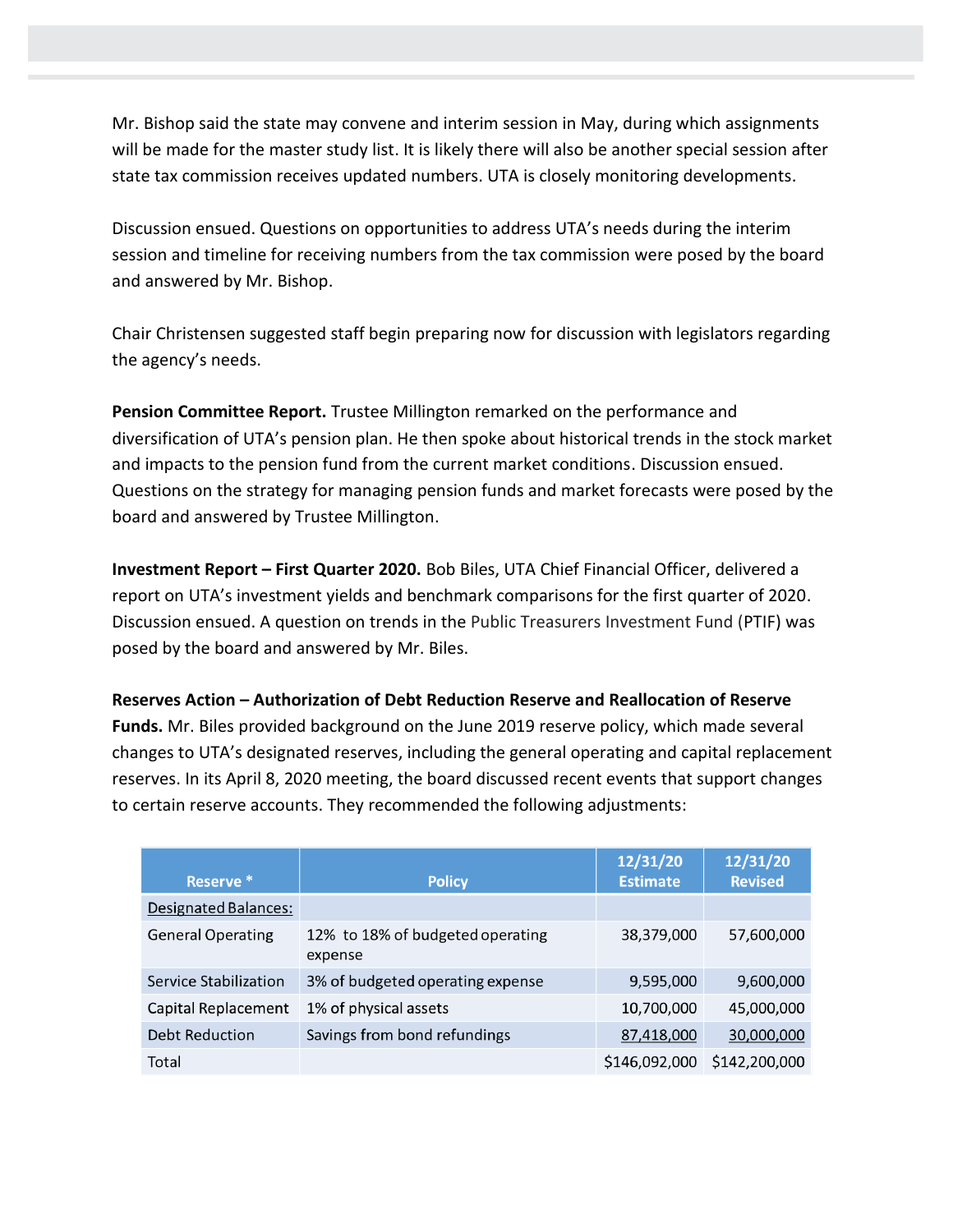Mr. Bishop said the state may convene and interim session in May, during which assignments will be made for the master study list. It is likely there will also be another special session after state tax commission receives updated numbers. UTA is closely monitoring developments.

Discussion ensued. Questions on opportunities to address UTA's needs during the interim session and timeline for receiving numbers from the tax commission were posed by the board and answered by Mr. Bishop.

Chair Christensen suggested staff begin preparing now for discussion with legislators regarding the agency's needs.

**Pension Committee Report.** Trustee Millington remarked on the performance and diversification of UTA's pension plan. He then spoke about historical trends in the stock market and impacts to the pension fund from the current market conditions. Discussion ensued. Questions on the strategy for managing pension funds and market forecasts were posed by the board and answered by Trustee Millington.

**Investment Report – First Quarter 2020.** Bob Biles, UTA Chief Financial Officer, delivered a report on UTA's investment yields and benchmark comparisons for the first quarter of 2020. Discussion ensued. A question on trends in the Public Treasurers Investment Fund (PTIF) was posed by the board and answered by Mr. Biles.

**Reserves Action – Authorization of Debt Reduction Reserve and Reallocation of Reserve Funds.** Mr. Biles provided background on the June 2019 reserve policy, which made several changes to UTA's designated reserves, including the general operating and capital replacement reserves. In its April 8, 2020 meeting, the board discussed recent events that support changes to certain reserve accounts. They recommended the following adjustments:

| Reserve * | Policy | 12/31/20 Estimate | 12/31/20 Revised |
|---|---|---|---|
| Designated Balances: | | | |
| General Operating | 12% to 18% of budgeted operating expense | 38,379,000 | 57,600,000 |
| Service Stabilization | 3% of budgeted operating expense | 9,595,000 | 9,600,000 |
| Capital Replacement | 1% of physical assets | 10,700,000 | 45,000,000 |
| Debt Reduction | Savings from bond refundings | 87,418,000 | 30,000,000 |
| Total | | $146,092,000 | $142,200,000 |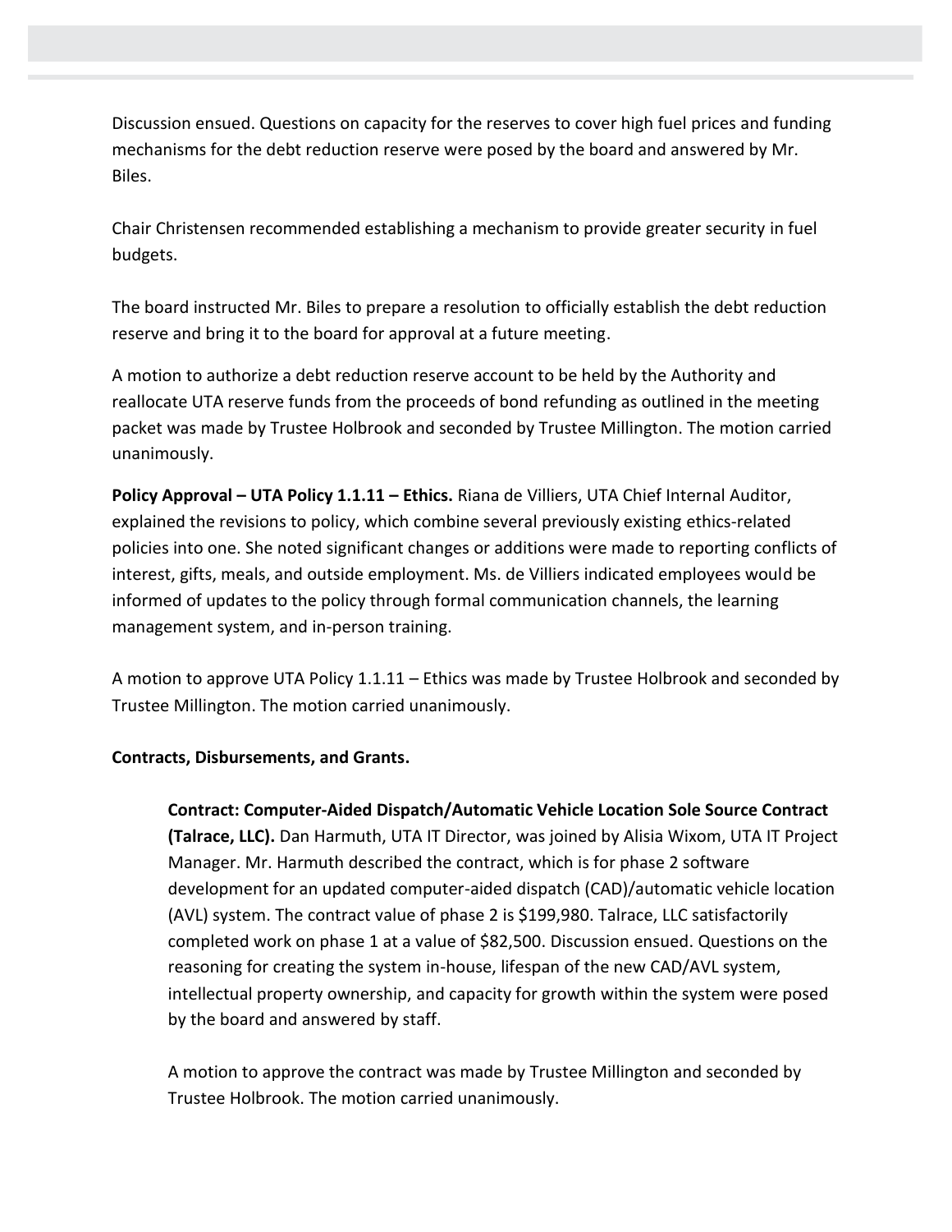Discussion ensued. Questions on capacity for the reserves to cover high fuel prices and funding mechanisms for the debt reduction reserve were posed by the board and answered by Mr. Biles.

Chair Christensen recommended establishing a mechanism to provide greater security in fuel budgets.

The board instructed Mr. Biles to prepare a resolution to officially establish the debt reduction reserve and bring it to the board for approval at a future meeting.

A motion to authorize a debt reduction reserve account to be held by the Authority and reallocate UTA reserve funds from the proceeds of bond refunding as outlined in the meeting packet was made by Trustee Holbrook and seconded by Trustee Millington. The motion carried unanimously.

**Policy Approval – UTA Policy 1.1.11 – Ethics.** Riana de Villiers, UTA Chief Internal Auditor, explained the revisions to policy, which combine several previously existing ethics-related policies into one. She noted significant changes or additions were made to reporting conflicts of interest, gifts, meals, and outside employment. Ms. de Villiers indicated employees would be informed of updates to the policy through formal communication channels, the learning management system, and in-person training.

A motion to approve UTA Policy 1.1.11 – Ethics was made by Trustee Holbrook and seconded by Trustee Millington. The motion carried unanimously.

**Contracts, Disbursements, and Grants.**

> **Contract: Computer-Aided Dispatch/Automatic Vehicle Location Sole Source Contract (Talrace, LLC).** Dan Harmuth, UTA IT Director, was joined by Alisia Wixom, UTA IT Project Manager. Mr. Harmuth described the contract, which is for phase 2 software development for an updated computer-aided dispatch (CAD)/automatic vehicle location (AVL) system. The contract value of phase 2 is $199,980. Talrace, LLC satisfactorily completed work on phase 1 at a value of $82,500. Discussion ensued. Questions on the reasoning for creating the system in-house, lifespan of the new CAD/AVL system, intellectual property ownership, and capacity for growth within the system were posed by the board and answered by staff.
>
> A motion to approve the contract was made by Trustee Millington and seconded by Trustee Holbrook. The motion carried unanimously.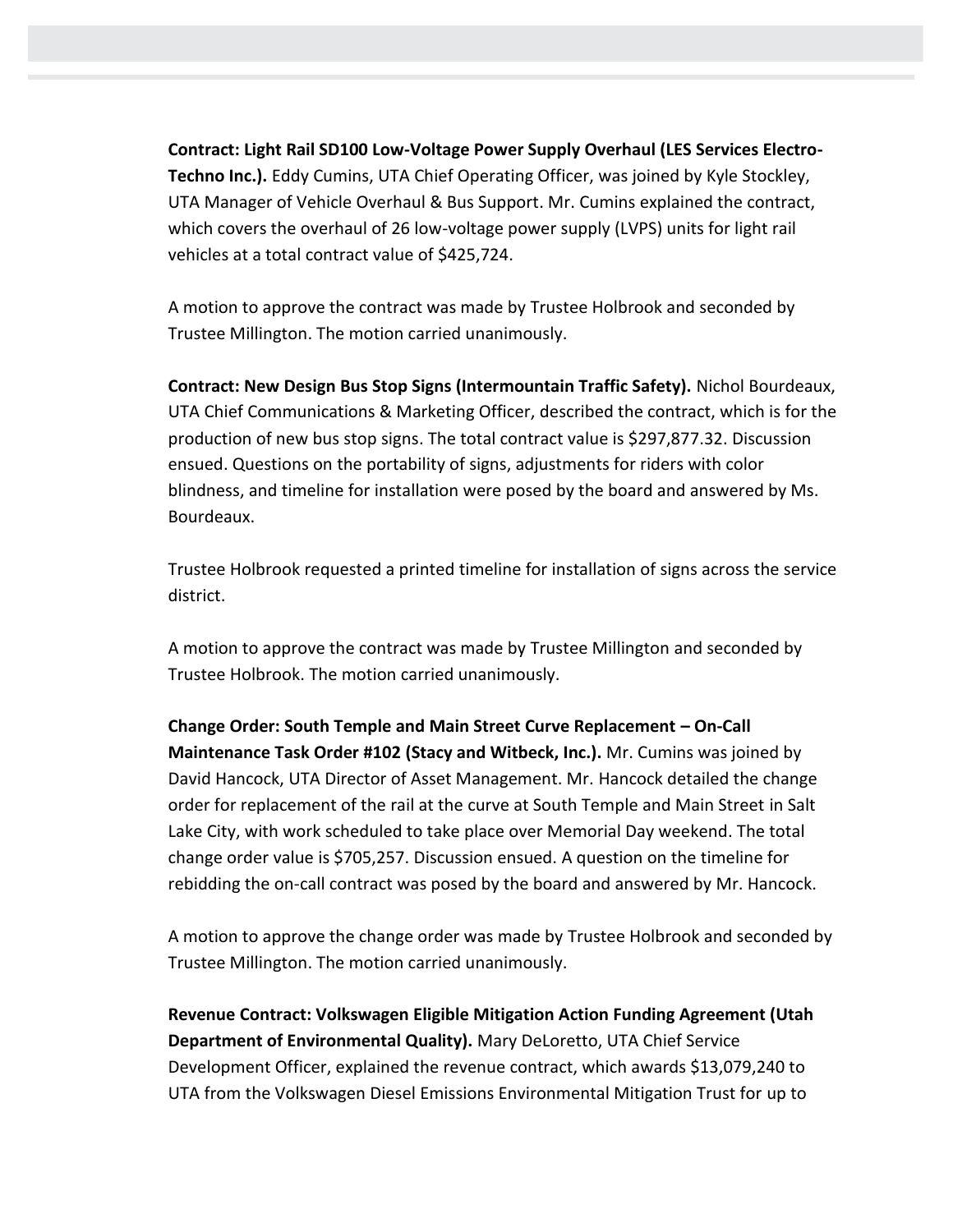**Contract: Light Rail SD100 Low-Voltage Power Supply Overhaul (LES Services Electro-Techno Inc.).** Eddy Cumins, UTA Chief Operating Officer, was joined by Kyle Stockley, UTA Manager of Vehicle Overhaul & Bus Support. Mr. Cumins explained the contract, which covers the overhaul of 26 low-voltage power supply (LVPS) units for light rail vehicles at a total contract value of $425,724.

A motion to approve the contract was made by Trustee Holbrook and seconded by Trustee Millington. The motion carried unanimously.

**Contract: New Design Bus Stop Signs (Intermountain Traffic Safety).** Nichol Bourdeaux, UTA Chief Communications & Marketing Officer, described the contract, which is for the production of new bus stop signs. The total contract value is $297,877.32. Discussion ensued. Questions on the portability of signs, adjustments for riders with color blindness, and timeline for installation were posed by the board and answered by Ms. Bourdeaux.

Trustee Holbrook requested a printed timeline for installation of signs across the service district.

A motion to approve the contract was made by Trustee Millington and seconded by Trustee Holbrook. The motion carried unanimously.

**Change Order: South Temple and Main Street Curve Replacement – On-Call Maintenance Task Order #102 (Stacy and Witbeck, Inc.).** Mr. Cumins was joined by David Hancock, UTA Director of Asset Management. Mr. Hancock detailed the change order for replacement of the rail at the curve at South Temple and Main Street in Salt Lake City, with work scheduled to take place over Memorial Day weekend. The total change order value is $705,257. Discussion ensued. A question on the timeline for rebidding the on-call contract was posed by the board and answered by Mr. Hancock.

A motion to approve the change order was made by Trustee Holbrook and seconded by Trustee Millington. The motion carried unanimously.

**Revenue Contract: Volkswagen Eligible Mitigation Action Funding Agreement (Utah Department of Environmental Quality).** Mary DeLoretto, UTA Chief Service Development Officer, explained the revenue contract, which awards $13,079,240 to UTA from the Volkswagen Diesel Emissions Environmental Mitigation Trust for up to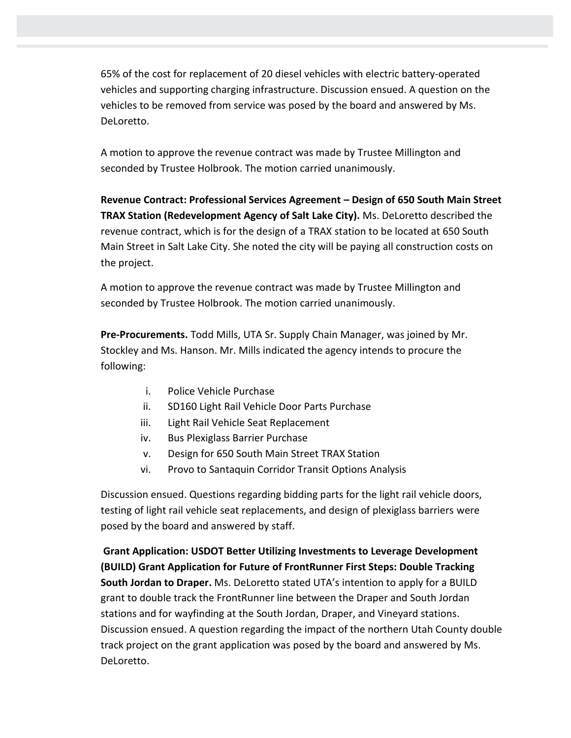65% of the cost for replacement of 20 diesel vehicles with electric battery-operated vehicles and supporting charging infrastructure. Discussion ensued. A question on the vehicles to be removed from service was posed by the board and answered by Ms. DeLoretto.

A motion to approve the revenue contract was made by Trustee Millington and seconded by Trustee Holbrook. The motion carried unanimously.

**Revenue Contract: Professional Services Agreement – Design of 650 South Main Street TRAX Station (Redevelopment Agency of Salt Lake City).** Ms. DeLoretto described the revenue contract, which is for the design of a TRAX station to be located at 650 South Main Street in Salt Lake City. She noted the city will be paying all construction costs on the project.

A motion to approve the revenue contract was made by Trustee Millington and seconded by Trustee Holbrook. The motion carried unanimously.

**Pre-Procurements.** Todd Mills, UTA Sr. Supply Chain Manager, was joined by Mr. Stockley and Ms. Hanson. Mr. Mills indicated the agency intends to procure the following:

i. Police Vehicle Purchase
ii. SD160 Light Rail Vehicle Door Parts Purchase
iii. Light Rail Vehicle Seat Replacement
iv. Bus Plexiglass Barrier Purchase
v. Design for 650 South Main Street TRAX Station
vi. Provo to Santaquin Corridor Transit Options Analysis

Discussion ensued. Questions regarding bidding parts for the light rail vehicle doors, testing of light rail vehicle seat replacements, and design of plexiglass barriers were posed by the board and answered by staff.

**Grant Application: USDOT Better Utilizing Investments to Leverage Development (BUILD) Grant Application for Future of FrontRunner First Steps: Double Tracking South Jordan to Draper.** Ms. DeLoretto stated UTA's intention to apply for a BUILD grant to double track the FrontRunner line between the Draper and South Jordan stations and for wayfinding at the South Jordan, Draper, and Vineyard stations. Discussion ensued. A question regarding the impact of the northern Utah County double track project on the grant application was posed by the board and answered by Ms. DeLoretto.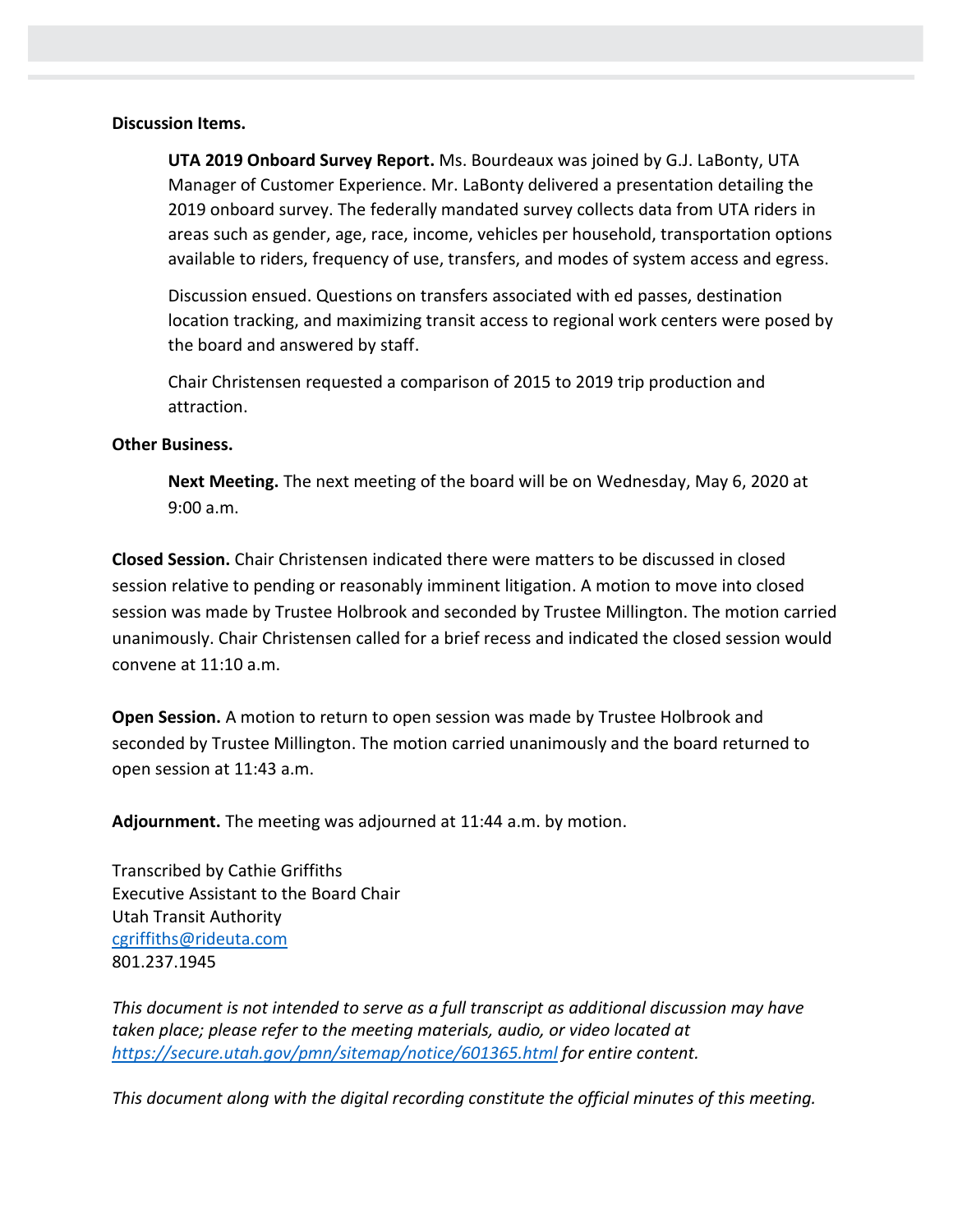**Discussion Items.**

**UTA 2019 Onboard Survey Report.** Ms. Bourdeaux was joined by G.J. LaBonty, UTA Manager of Customer Experience. Mr. LaBonty delivered a presentation detailing the 2019 onboard survey. The federally mandated survey collects data from UTA riders in areas such as gender, age, race, income, vehicles per household, transportation options available to riders, frequency of use, transfers, and modes of system access and egress.

Discussion ensued. Questions on transfers associated with ed passes, destination location tracking, and maximizing transit access to regional work centers were posed by the board and answered by staff.

Chair Christensen requested a comparison of 2015 to 2019 trip production and attraction.

**Other Business.**

**Next Meeting.** The next meeting of the board will be on Wednesday, May 6, 2020 at 9:00 a.m.

**Closed Session.** Chair Christensen indicated there were matters to be discussed in closed session relative to pending or reasonably imminent litigation. A motion to move into closed session was made by Trustee Holbrook and seconded by Trustee Millington. The motion carried unanimously. Chair Christensen called for a brief recess and indicated the closed session would convene at 11:10 a.m.

**Open Session.** A motion to return to open session was made by Trustee Holbrook and seconded by Trustee Millington. The motion carried unanimously and the board returned to open session at 11:43 a.m.

**Adjournment.** The meeting was adjourned at 11:44 a.m. by motion.

Transcribed by Cathie Griffiths
Executive Assistant to the Board Chair
Utah Transit Authority
cgriffiths@rideuta.com
801.237.1945

*This document is not intended to serve as a full transcript as additional discussion may have taken place; please refer to the meeting materials, audio, or video located at https://secure.utah.gov/pmn/sitemap/notice/601365.html for entire content.*

*This document along with the digital recording constitute the official minutes of this meeting.*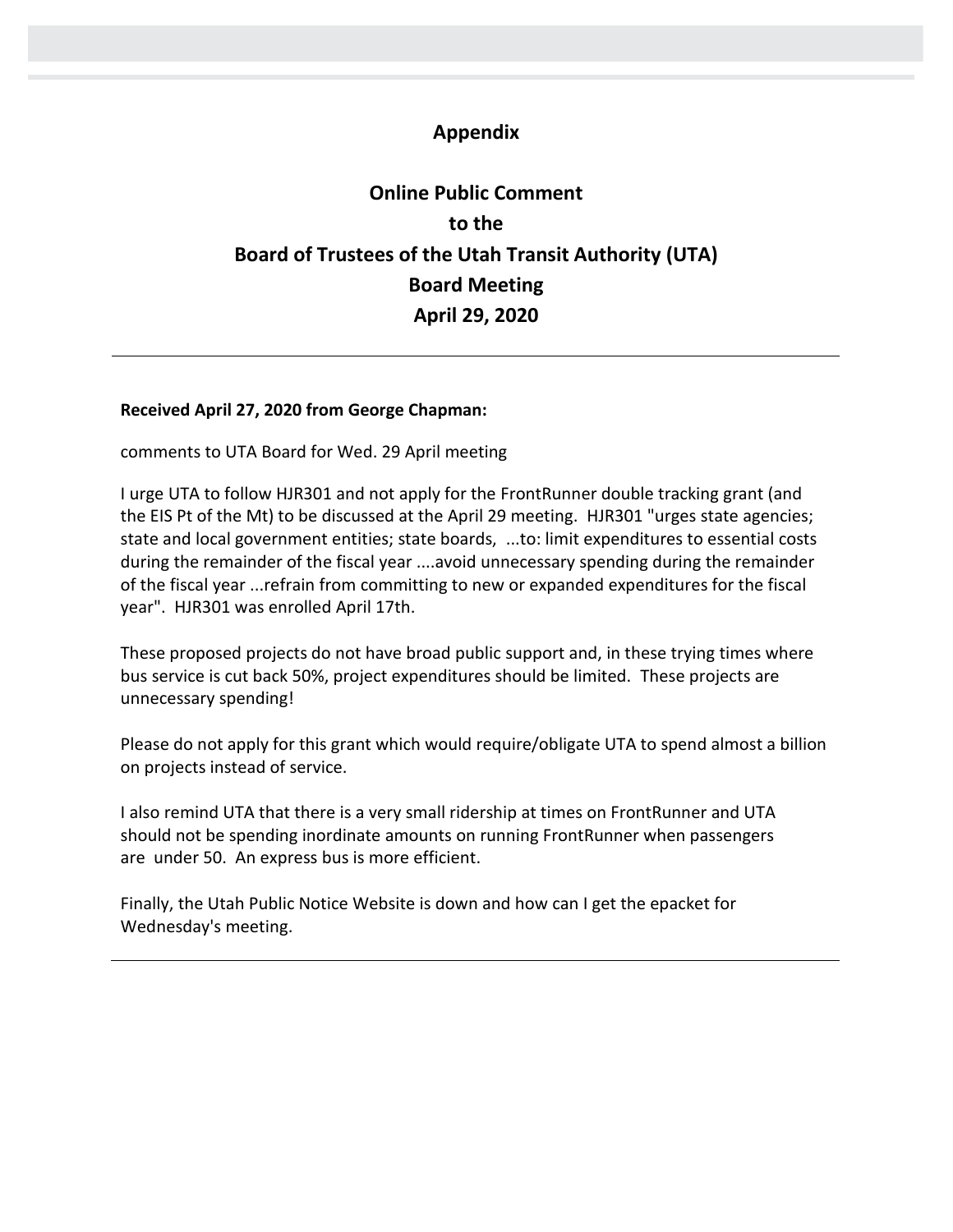## Appendix

## Online Public Comment
## to the
## Board of Trustees of the Utah Transit Authority (UTA)
## Board Meeting
## April 29, 2020

---

**Received April 27, 2020 from George Chapman:**

comments to UTA Board for Wed. 29 April meeting

I urge UTA to follow HJR301 and not apply for the FrontRunner double tracking grant (and the EIS Pt of the Mt) to be discussed at the April 29 meeting. HJR301 "urges state agencies; state and local government entities; state boards, ...to: limit expenditures to essential costs during the remainder of the fiscal year ....avoid unnecessary spending during the remainder of the fiscal year ...refrain from committing to new or expanded expenditures for the fiscal year". HJR301 was enrolled April 17th.

These proposed projects do not have broad public support and, in these trying times where bus service is cut back 50%, project expenditures should be limited. These projects are unnecessary spending!

Please do not apply for this grant which would require/obligate UTA to spend almost a billion on projects instead of service.

I also remind UTA that there is a very small ridership at times on FrontRunner and UTA should not be spending inordinate amounts on running FrontRunner when passengers are under 50. An express bus is more efficient.

Finally, the Utah Public Notice Website is down and how can I get the epacket for Wednesday's meeting.

---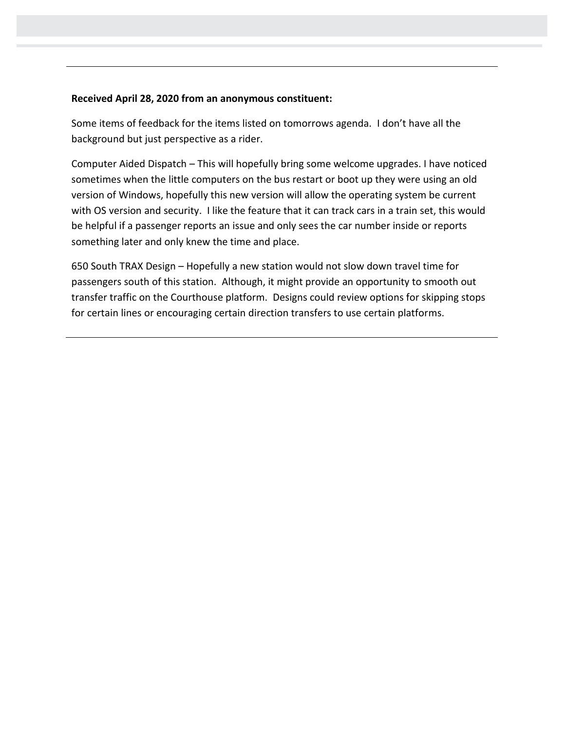**Received April 28, 2020 from an anonymous constituent:**

Some items of feedback for the items listed on tomorrows agenda.  I don't have all the background but just perspective as a rider.

Computer Aided Dispatch – This will hopefully bring some welcome upgrades. I have noticed sometimes when the little computers on the bus restart or boot up they were using an old version of Windows, hopefully this new version will allow the operating system be current with OS version and security.  I like the feature that it can track cars in a train set, this would be helpful if a passenger reports an issue and only sees the car number inside or reports something later and only knew the time and place.

650 South TRAX Design – Hopefully a new station would not slow down travel time for passengers south of this station.  Although, it might provide an opportunity to smooth out transfer traffic on the Courthouse platform.  Designs could review options for skipping stops for certain lines or encouraging certain direction transfers to use certain platforms.